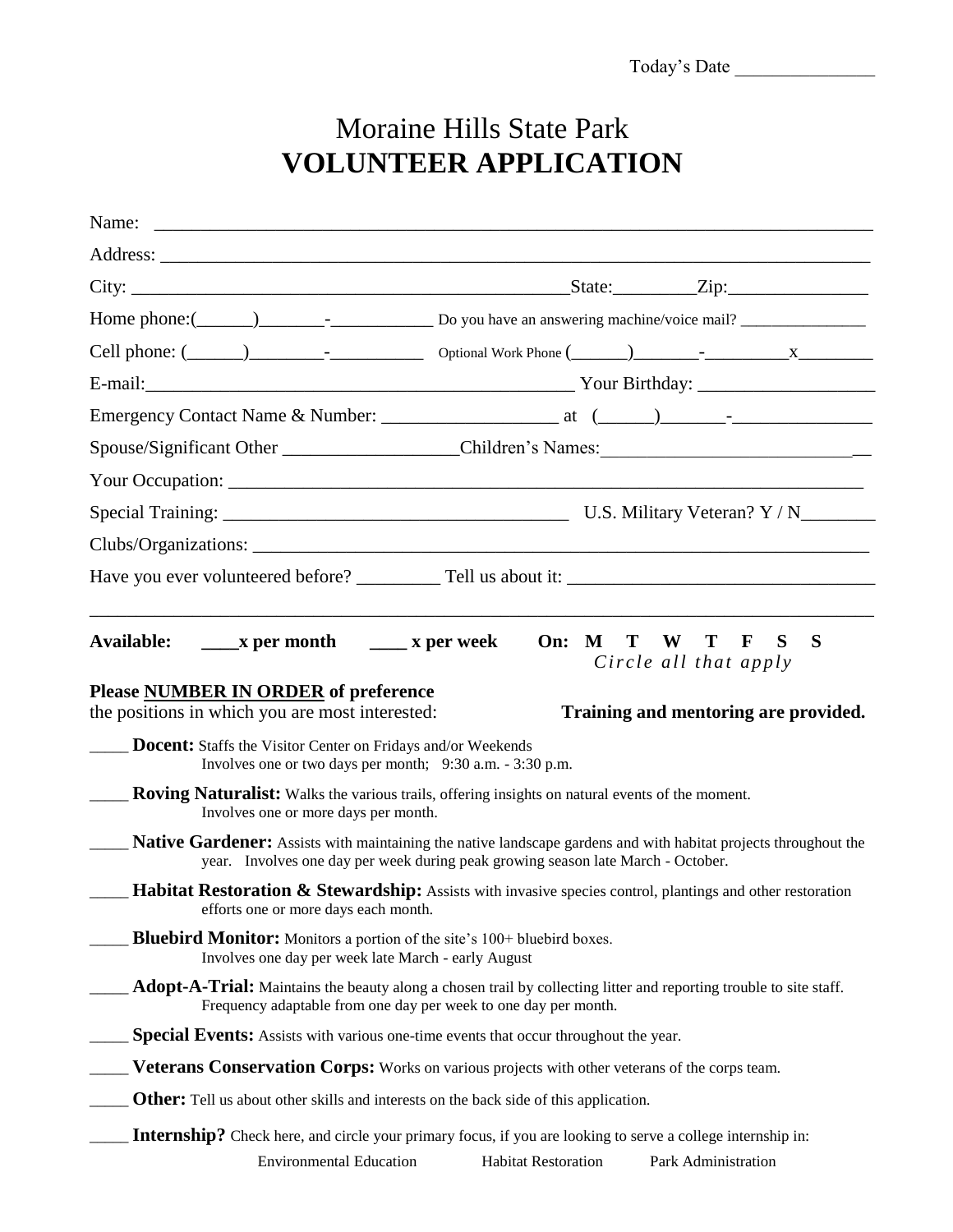Today's Date _______________

# Moraine Hills State Park
# VOLUNTEER APPLICATION

Name: ____________________________________________________________________________

Address: __________________________________________________________________________

City: _______________________________________________State:_________Zip:_______________

Home phone:(______)_______-___________ Do you have an answering machine/voice mail? _______________

Cell phone: (______)________-__________ Optional Work Phone (______)_______-_________x________

E-mail:_______________________________________________ Your Birthday: ___________________

Emergency Contact Name & Number: ___________________ at (______)_______-_______________

Spouse/Significant Other __________________Children's Names:__________________________

Your Occupation: _____________________________________________________________________

Special Training: _____________________________________ U.S. Military Veteran? Y / N________

Clubs/Organizations: ___________________________________________________________________

Have you ever volunteered before? _________ Tell us about it: ________________________________

___________________________________________________________________________________

**Available: ____x per month ____ x per week On: M T W T F S S**
*Circle all that apply*

**Please NUMBER IN ORDER of preference**
the positions in which you are most interested: **Training and mentoring are provided.**

_____ **Docent:** Staffs the Visitor Center on Fridays and/or Weekends
Involves one or two days per month; 9:30 a.m. - 3:30 p.m.

_____ **Roving Naturalist:** Walks the various trails, offering insights on natural events of the moment.
Involves one or more days per month.

_____ **Native Gardener:** Assists with maintaining the native landscape gardens and with habitat projects throughout the year. Involves one day per week during peak growing season late March - October.

_____ **Habitat Restoration & Stewardship:** Assists with invasive species control, plantings and other restoration efforts one or more days each month.

_____ **Bluebird Monitor:** Monitors a portion of the site's 100+ bluebird boxes.
Involves one day per week late March - early August

_____ **Adopt-A-Trial:** Maintains the beauty along a chosen trail by collecting litter and reporting trouble to site staff.
Frequency adaptable from one day per week to one day per month.

_____ **Special Events:** Assists with various one-time events that occur throughout the year.

_____ **Veterans Conservation Corps:** Works on various projects with other veterans of the corps team.

_____ **Other:** Tell us about other skills and interests on the back side of this application.

_____ **Internship?** Check here, and circle your primary focus, if you are looking to serve a college internship in:
Environmental Education Habitat Restoration Park Administration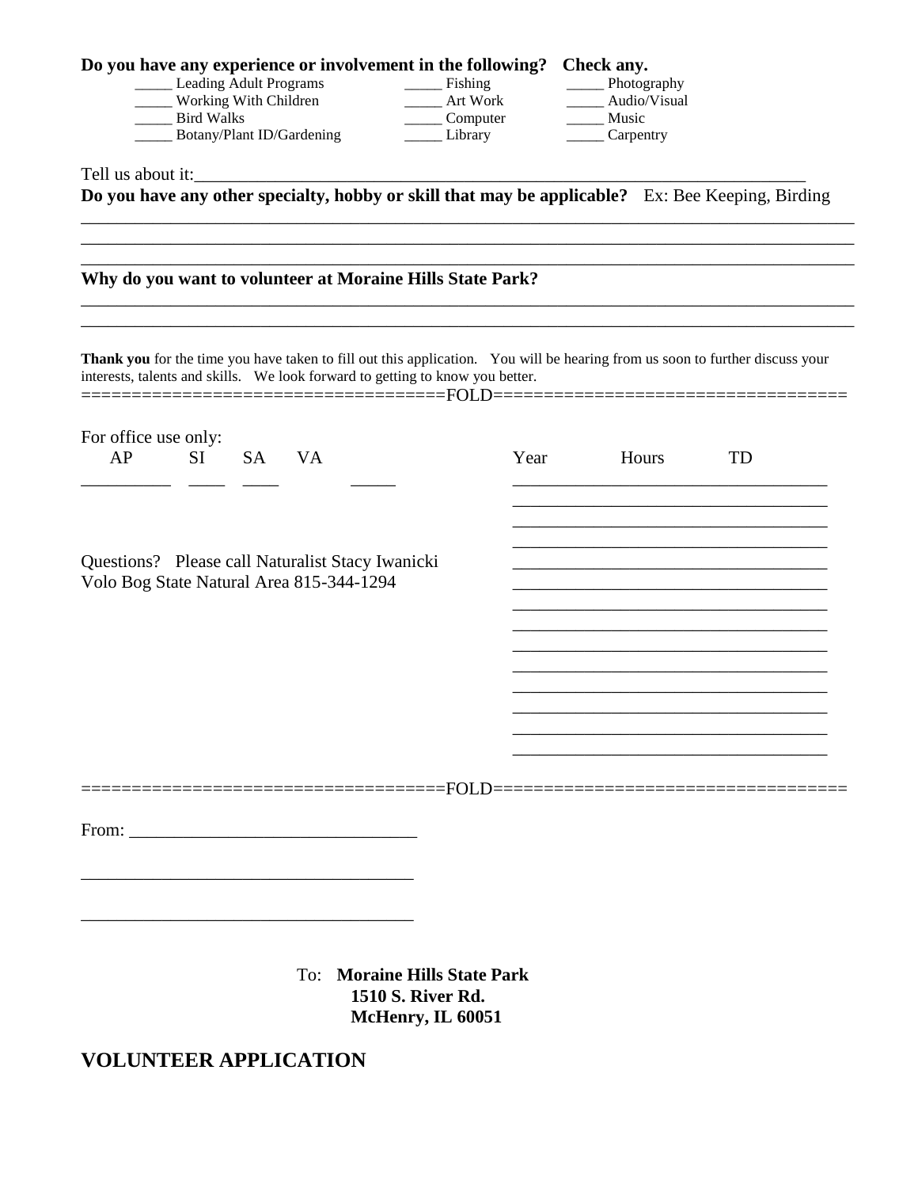**Do you have any experience or involvement in the following? Check any.**

| | | |
|---|---|---|
| _____ Leading Adult Programs | _____ Fishing | _____ Photography |
| _____ Working With Children | _____ Art Work | _____ Audio/Visual |
| _____ Bird Walks | _____ Computer | _____ Music |
| _____ Botany/Plant ID/Gardening | _____ Library | _____ Carpentry |

Tell us about it:_______________________________________________________________

**Do you have any other specialty, hobby or skill that may be applicable?** Ex: Bee Keeping, Birding

_____________________________________________________________________________

_____________________________________________________________________________

_____________________________________________________________________________

**Why do you want to volunteer at Moraine Hills State Park?**

_____________________________________________________________________________

_____________________________________________________________________________

**Thank you** for the time you have taken to fill out this application. You will be hearing from us soon to further discuss your interests, talents and skills. We look forward to getting to know you better.

==================================FOLD==================================

For office use only:

| AP | SI | SA | VA |
|---|---|---|---|
| __________ | ____ | ____ | _____ |

| Year | Hours | TD |
|---|---|---|
| | | |
| | | |
| | | |
| | | |
| | | |
| | | |
| | | |
| | | |
| | | |
| | | |
| | | |
| | | |
| | | |
| | | |

Questions? Please call Naturalist Stacy Iwanicki
Volo Bog State Natural Area 815-344-1294

==================================FOLD==================================

From: ______________________________

____________________________________

____________________________________

To: **Moraine Hills State Park**
**1510 S. River Rd.**
**McHenry, IL 60051**

## VOLUNTEER APPLICATION